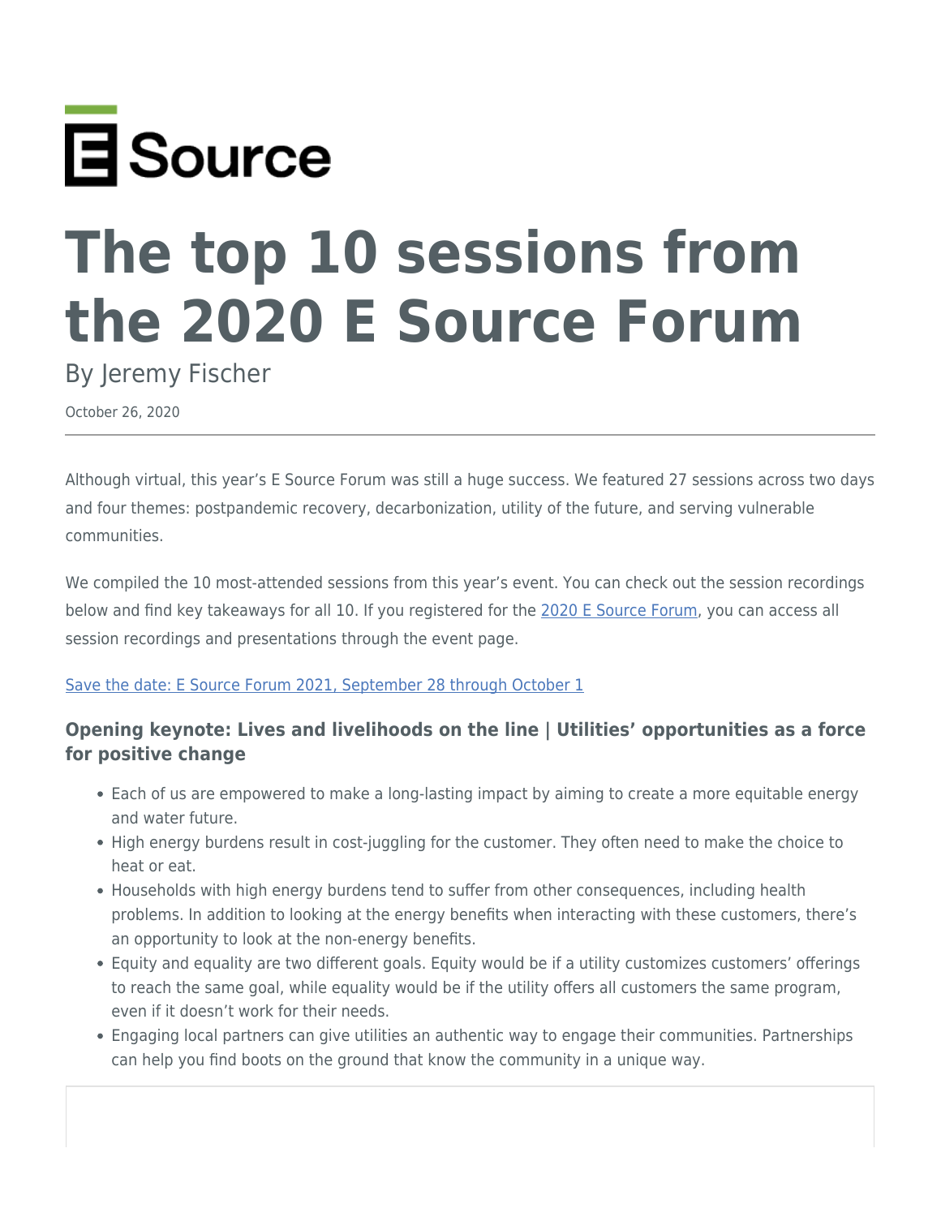E Source

# The top 10 sessions from the 2020 E Source Forum

By Jeremy Fischer

October 26, 2020

---

Although virtual, this year's E Source Forum was still a huge success. We featured 27 sessions across two days and four themes: postpandemic recovery, decarbonization, utility of the future, and serving vulnerable communities.

We compiled the 10 most-attended sessions from this year's event. You can check out the session recordings below and find key takeaways for all 10. If you registered for the [2020 E Source Forum](), you can access all session recordings and presentations through the event page.

[Save the date: E Source Forum 2021, September 28 through October 1]()

### Opening keynote: Lives and livelihoods on the line | Utilities' opportunities as a force for positive change

- Each of us are empowered to make a long-lasting impact by aiming to create a more equitable energy and water future.
- High energy burdens result in cost-juggling for the customer. They often need to make the choice to heat or eat.
- Households with high energy burdens tend to suffer from other consequences, including health problems. In addition to looking at the energy benefits when interacting with these customers, there's an opportunity to look at the non-energy benefits.
- Equity and equality are two different goals. Equity would be if a utility customizes customers' offerings to reach the same goal, while equality would be if the utility offers all customers the same program, even if it doesn't work for their needs.
- Engaging local partners can give utilities an authentic way to engage their communities. Partnerships can help you find boots on the ground that know the community in a unique way.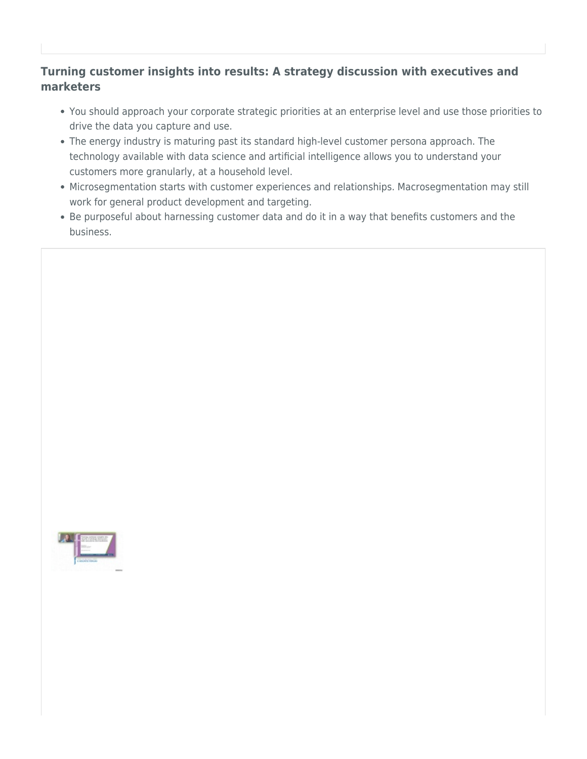## Turning customer insights into results: A strategy discussion with executives and marketers

- You should approach your corporate strategic priorities at an enterprise level and use those priorities to drive the data you capture and use.
- The energy industry is maturing past its standard high-level customer persona approach. The technology available with data science and artificial intelligence allows you to understand your customers more granularly, at a household level.
- Microsegmentation starts with customer experiences and relationships. Macrosegmentation may still work for general product development and targeting.
- Be purposeful about harnessing customer data and do it in a way that benefits customers and the business.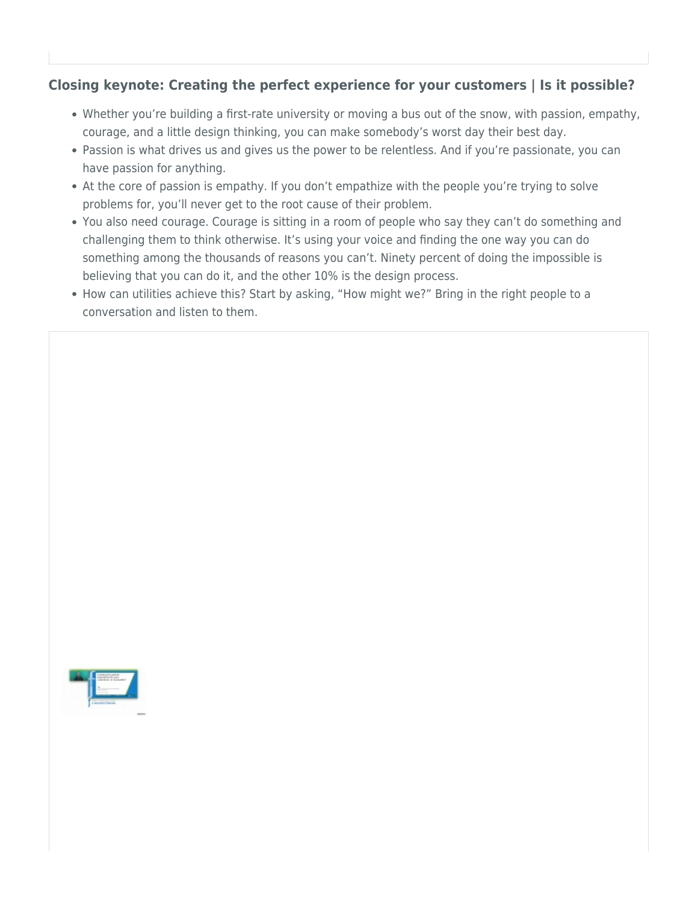## Closing keynote: Creating the perfect experience for your customers | Is it possible?

- Whether you're building a first-rate university or moving a bus out of the snow, with passion, empathy, courage, and a little design thinking, you can make somebody's worst day their best day.
- Passion is what drives us and gives us the power to be relentless. And if you're passionate, you can have passion for anything.
- At the core of passion is empathy. If you don't empathize with the people you're trying to solve problems for, you'll never get to the root cause of their problem.
- You also need courage. Courage is sitting in a room of people who say they can't do something and challenging them to think otherwise. It's using your voice and finding the one way you can do something among the thousands of reasons you can't. Ninety percent of doing the impossible is believing that you can do it, and the other 10% is the design process.
- How can utilities achieve this? Start by asking, "How might we?" Bring in the right people to a conversation and listen to them.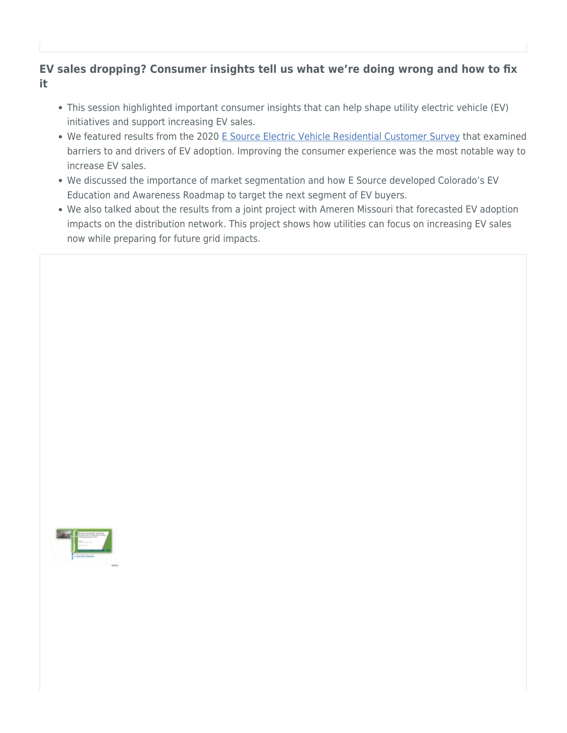## EV sales dropping? Consumer insights tell us what we're doing wrong and how to fix it

- This session highlighted important consumer insights that can help shape utility electric vehicle (EV) initiatives and support increasing EV sales.
- We featured results from the 2020 E Source Electric Vehicle Residential Customer Survey that examined barriers to and drivers of EV adoption. Improving the consumer experience was the most notable way to increase EV sales.
- We discussed the importance of market segmentation and how E Source developed Colorado's EV Education and Awareness Roadmap to target the next segment of EV buyers.
- We also talked about the results from a joint project with Ameren Missouri that forecasted EV adoption impacts on the distribution network. This project shows how utilities can focus on increasing EV sales now while preparing for future grid impacts.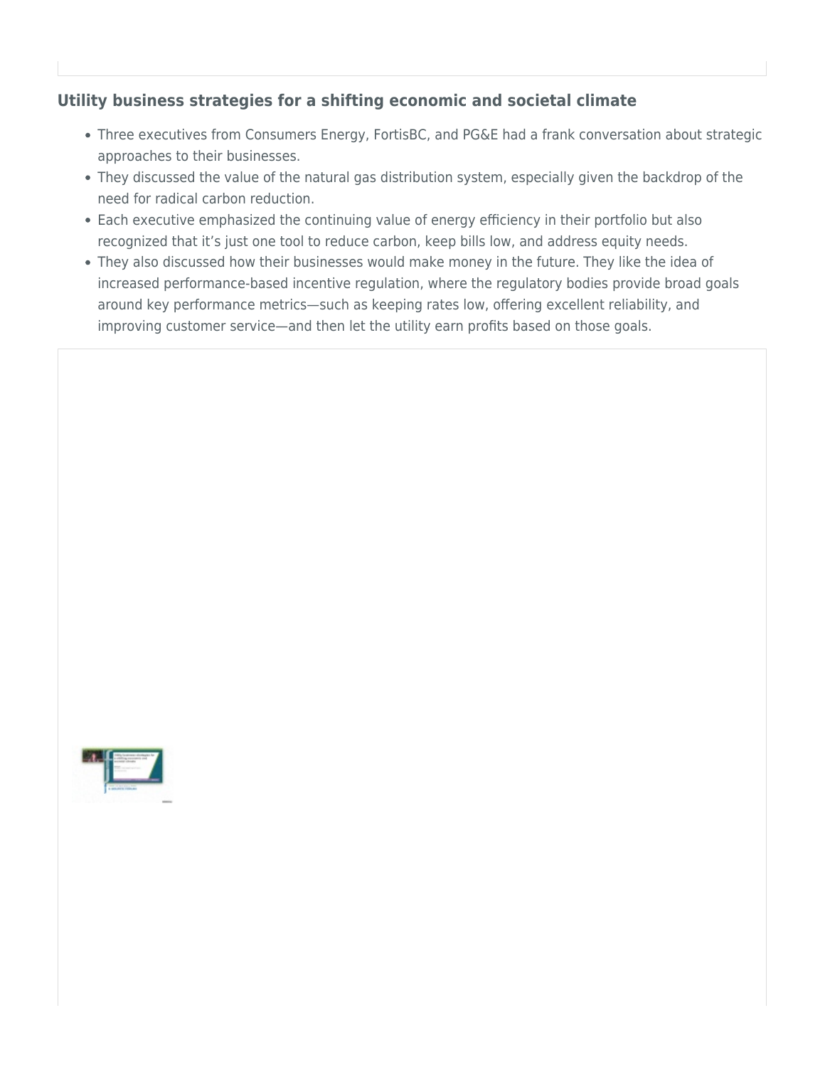### Utility business strategies for a shifting economic and societal climate

- Three executives from Consumers Energy, FortisBC, and PG&E had a frank conversation about strategic approaches to their businesses.
- They discussed the value of the natural gas distribution system, especially given the backdrop of the need for radical carbon reduction.
- Each executive emphasized the continuing value of energy efficiency in their portfolio but also recognized that it's just one tool to reduce carbon, keep bills low, and address equity needs.
- They also discussed how their businesses would make money in the future. They like the idea of increased performance-based incentive regulation, where the regulatory bodies provide broad goals around key performance metrics—such as keeping rates low, offering excellent reliability, and improving customer service—and then let the utility earn profits based on those goals.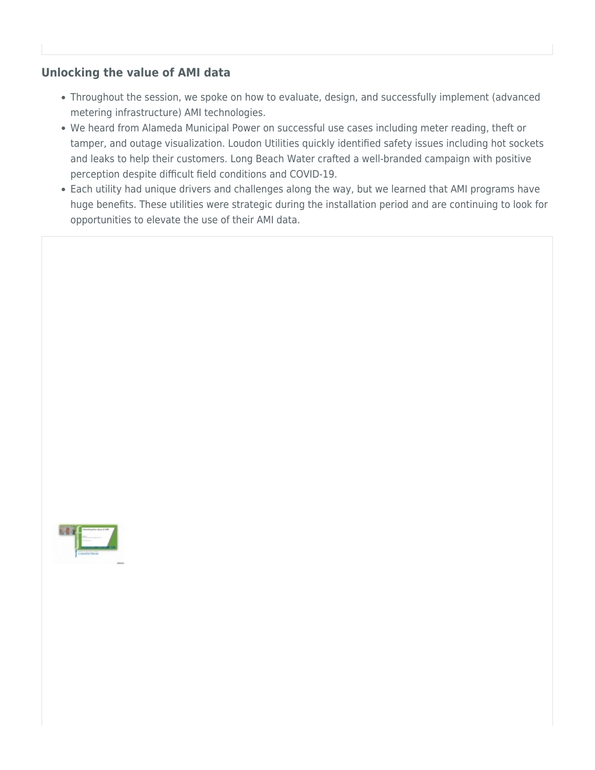## Unlocking the value of AMI data

- Throughout the session, we spoke on how to evaluate, design, and successfully implement (advanced metering infrastructure) AMI technologies.
- We heard from Alameda Municipal Power on successful use cases including meter reading, theft or tamper, and outage visualization. Loudon Utilities quickly identified safety issues including hot sockets and leaks to help their customers. Long Beach Water crafted a well-branded campaign with positive perception despite difficult field conditions and COVID-19.
- Each utility had unique drivers and challenges along the way, but we learned that AMI programs have huge benefits. These utilities were strategic during the installation period and are continuing to look for opportunities to elevate the use of their AMI data.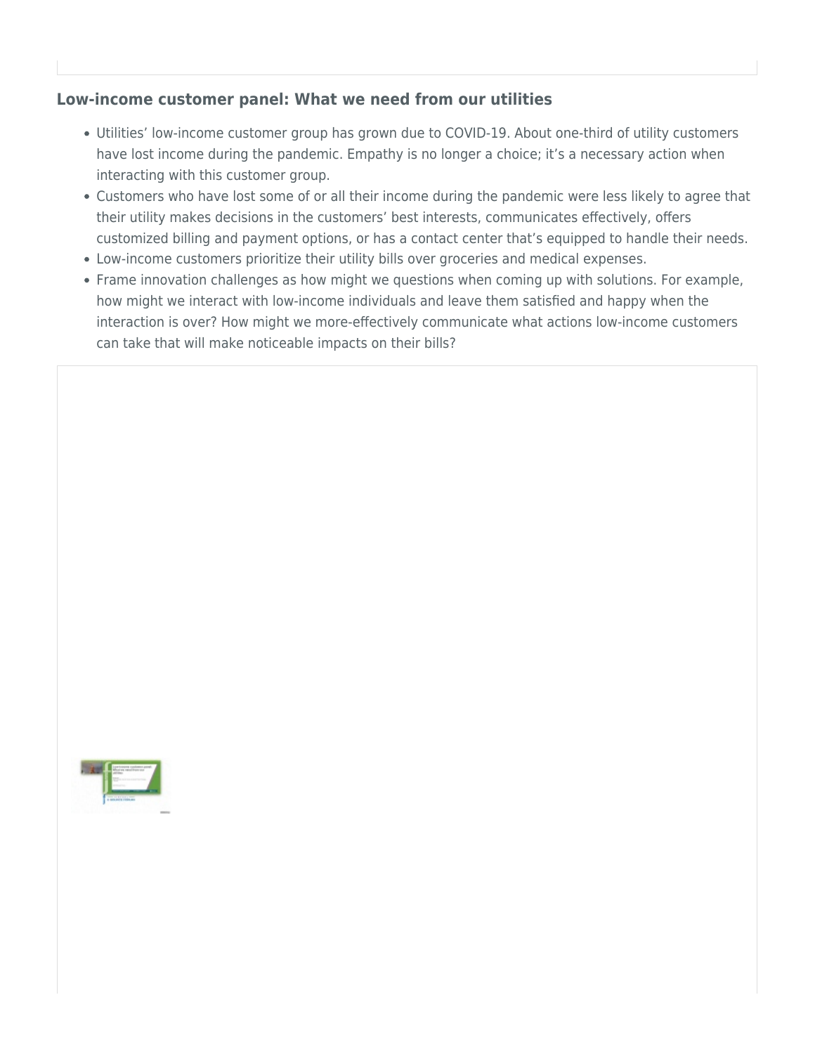## Low-income customer panel: What we need from our utilities

- Utilities' low-income customer group has grown due to COVID-19. About one-third of utility customers have lost income during the pandemic. Empathy is no longer a choice; it's a necessary action when interacting with this customer group.
- Customers who have lost some of or all their income during the pandemic were less likely to agree that their utility makes decisions in the customers' best interests, communicates effectively, offers customized billing and payment options, or has a contact center that's equipped to handle their needs.
- Low-income customers prioritize their utility bills over groceries and medical expenses.
- Frame innovation challenges as how might we questions when coming up with solutions. For example, how might we interact with low-income individuals and leave them satisfied and happy when the interaction is over? How might we more-effectively communicate what actions low-income customers can take that will make noticeable impacts on their bills?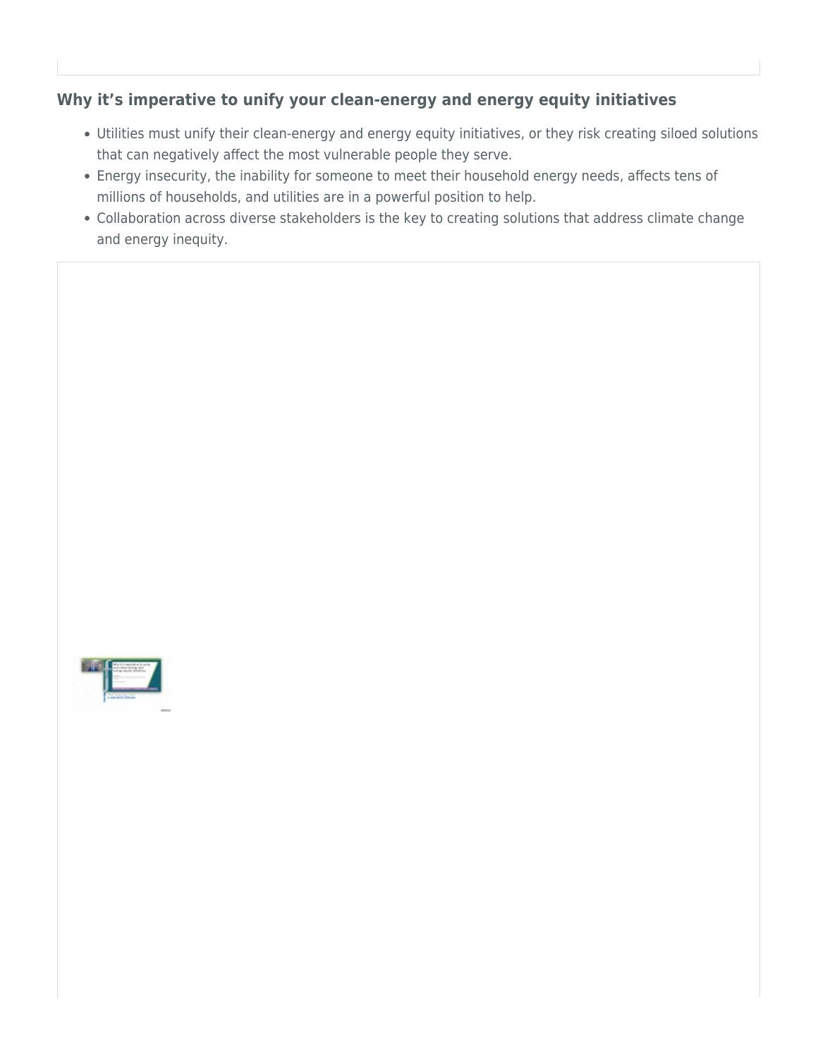## Why it's imperative to unify your clean-energy and energy equity initiatives

- Utilities must unify their clean-energy and energy equity initiatives, or they risk creating siloed solutions that can negatively affect the most vulnerable people they serve.
- Energy insecurity, the inability for someone to meet their household energy needs, affects tens of millions of households, and utilities are in a powerful position to help.
- Collaboration across diverse stakeholders is the key to creating solutions that address climate change and energy inequity.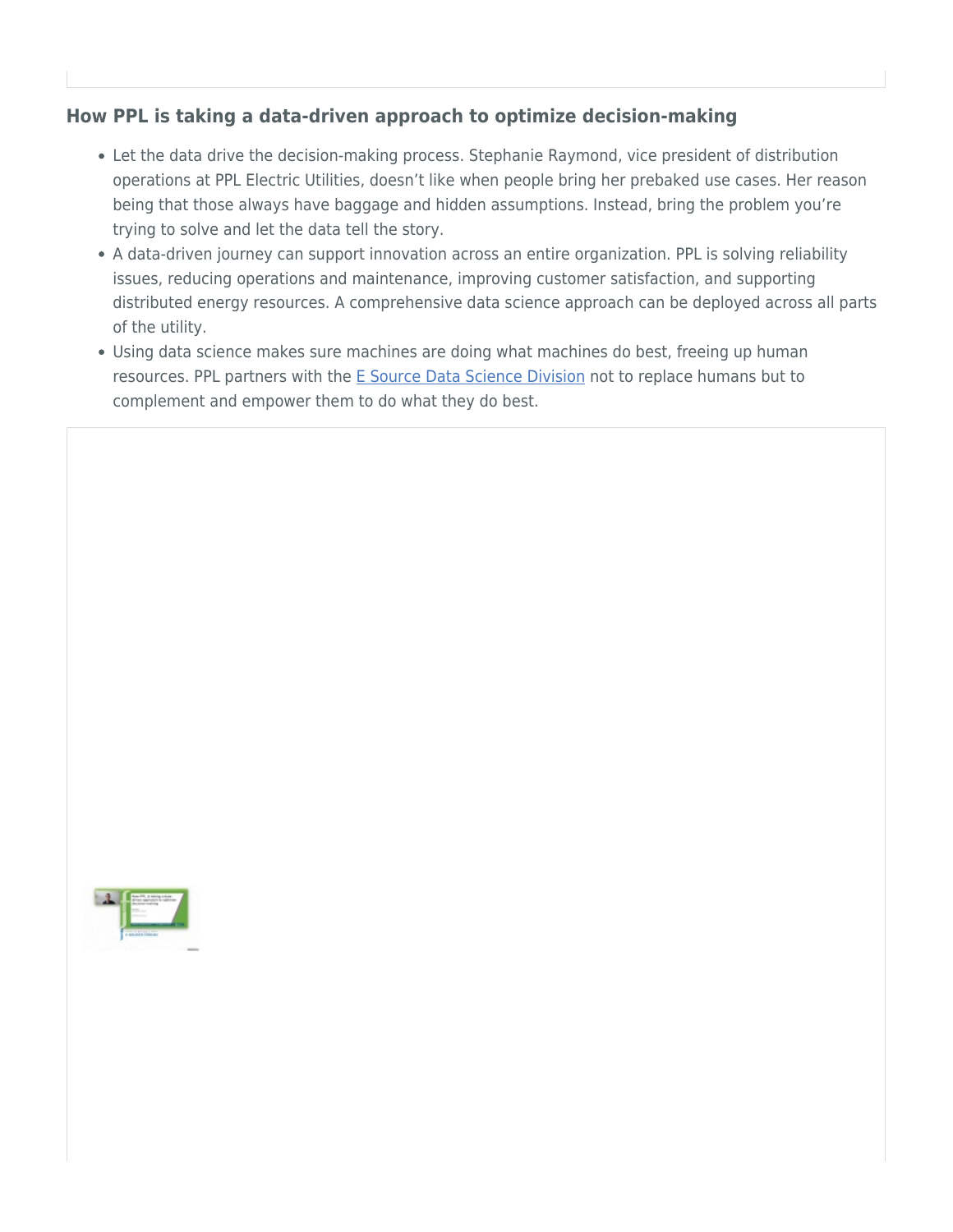## How PPL is taking a data-driven approach to optimize decision-making

- Let the data drive the decision-making process. Stephanie Raymond, vice president of distribution operations at PPL Electric Utilities, doesn't like when people bring her prebaked use cases. Her reason being that those always have baggage and hidden assumptions. Instead, bring the problem you're trying to solve and let the data tell the story.
- A data-driven journey can support innovation across an entire organization. PPL is solving reliability issues, reducing operations and maintenance, improving customer satisfaction, and supporting distributed energy resources. A comprehensive data science approach can be deployed across all parts of the utility.
- Using data science makes sure machines are doing what machines do best, freeing up human resources. PPL partners with the E Source Data Science Division not to replace humans but to complement and empower them to do what they do best.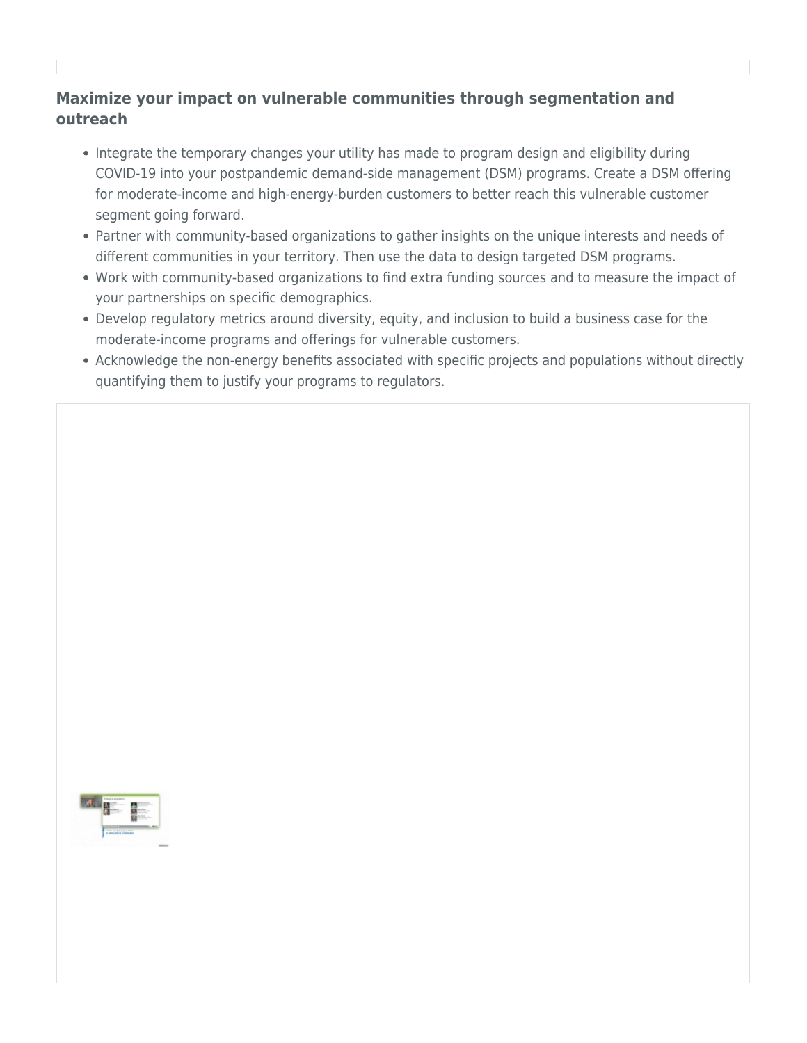## Maximize your impact on vulnerable communities through segmentation and outreach

- Integrate the temporary changes your utility has made to program design and eligibility during COVID-19 into your postpandemic demand-side management (DSM) programs. Create a DSM offering for moderate-income and high-energy-burden customers to better reach this vulnerable customer segment going forward.
- Partner with community-based organizations to gather insights on the unique interests and needs of different communities in your territory. Then use the data to design targeted DSM programs.
- Work with community-based organizations to find extra funding sources and to measure the impact of your partnerships on specific demographics.
- Develop regulatory metrics around diversity, equity, and inclusion to build a business case for the moderate-income programs and offerings for vulnerable customers.
- Acknowledge the non-energy benefits associated with specific projects and populations without directly quantifying them to justify your programs to regulators.